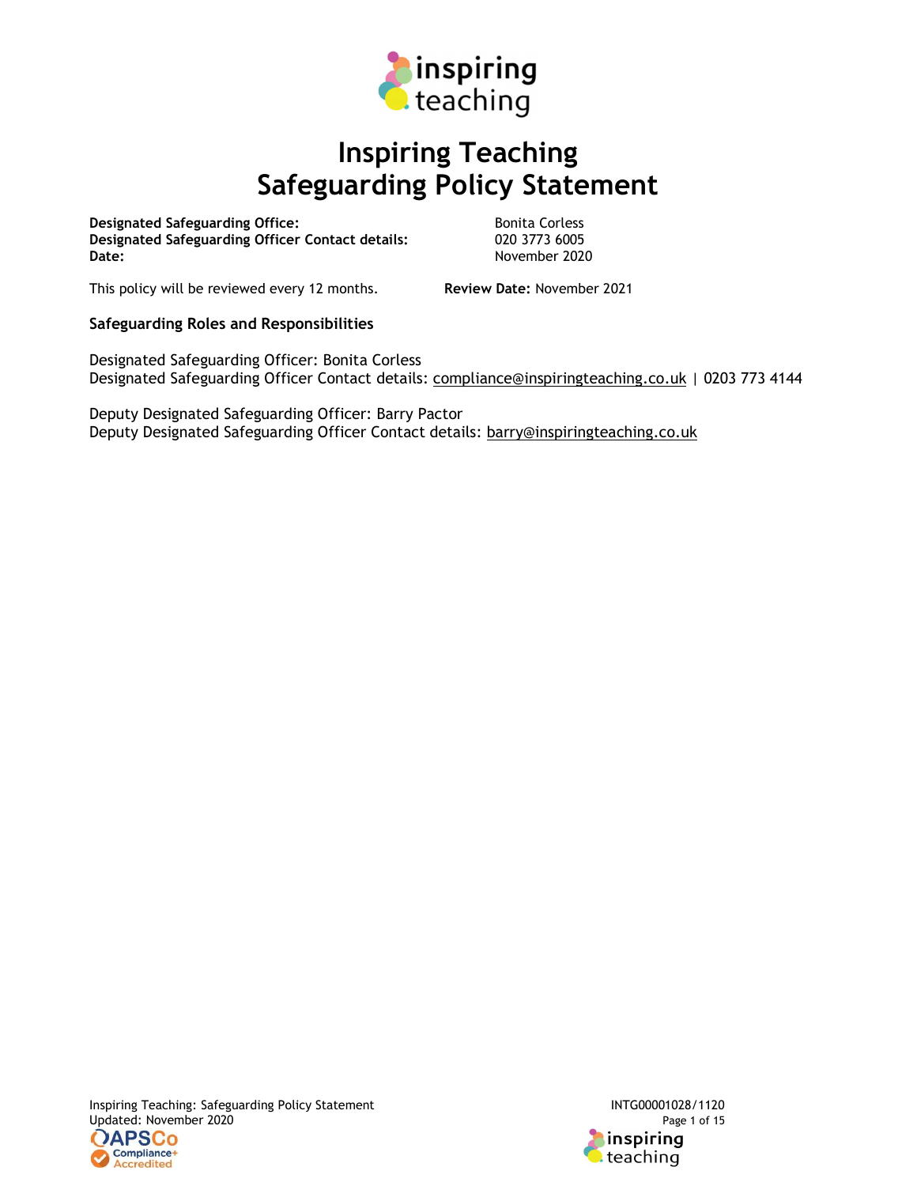# Inspiring Teaching Safeguarding Policy Statement

| | |
|---|---|
| **Designated Safeguarding Office:** | Bonita Corless |
| **Designated Safeguarding Officer Contact details:** | 020 3773 6005 |
| **Date:** | November 2020 |

This policy will be reviewed every 12 months. **Review Date:** November 2021

**Safeguarding Roles and Responsibilities**

Designated Safeguarding Officer: Bonita Corless
Designated Safeguarding Officer Contact details: compliance@inspiringteaching.co.uk | 0203 773 4144

Deputy Designated Safeguarding Officer: Barry Pactor
Deputy Designated Safeguarding Officer Contact details: barry@inspiringteaching.co.uk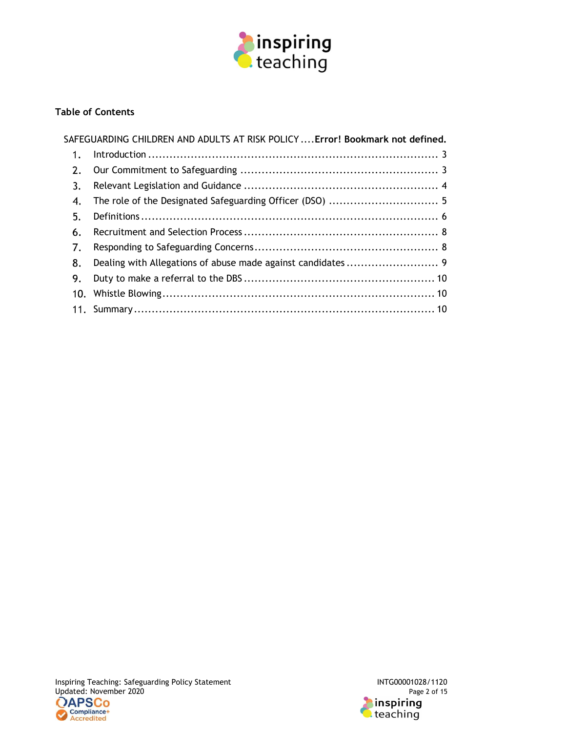**Table of Contents**

SAFEGUARDING CHILDREN AND ADULTS AT RISK POLICY .... **Error! Bookmark not defined.**

1. Introduction ..... 3
2. Our Commitment to Safeguarding ..... 3
3. Relevant Legislation and Guidance ..... 4
4. The role of the Designated Safeguarding Officer (DSO) ..... 5
5. Definitions ..... 6
6. Recruitment and Selection Process ..... 8
7. Responding to Safeguarding Concerns ..... 8
8. Dealing with Allegations of abuse made against candidates ..... 9
9. Duty to make a referral to the DBS ..... 10
10. Whistle Blowing ..... 10
11. Summary ..... 10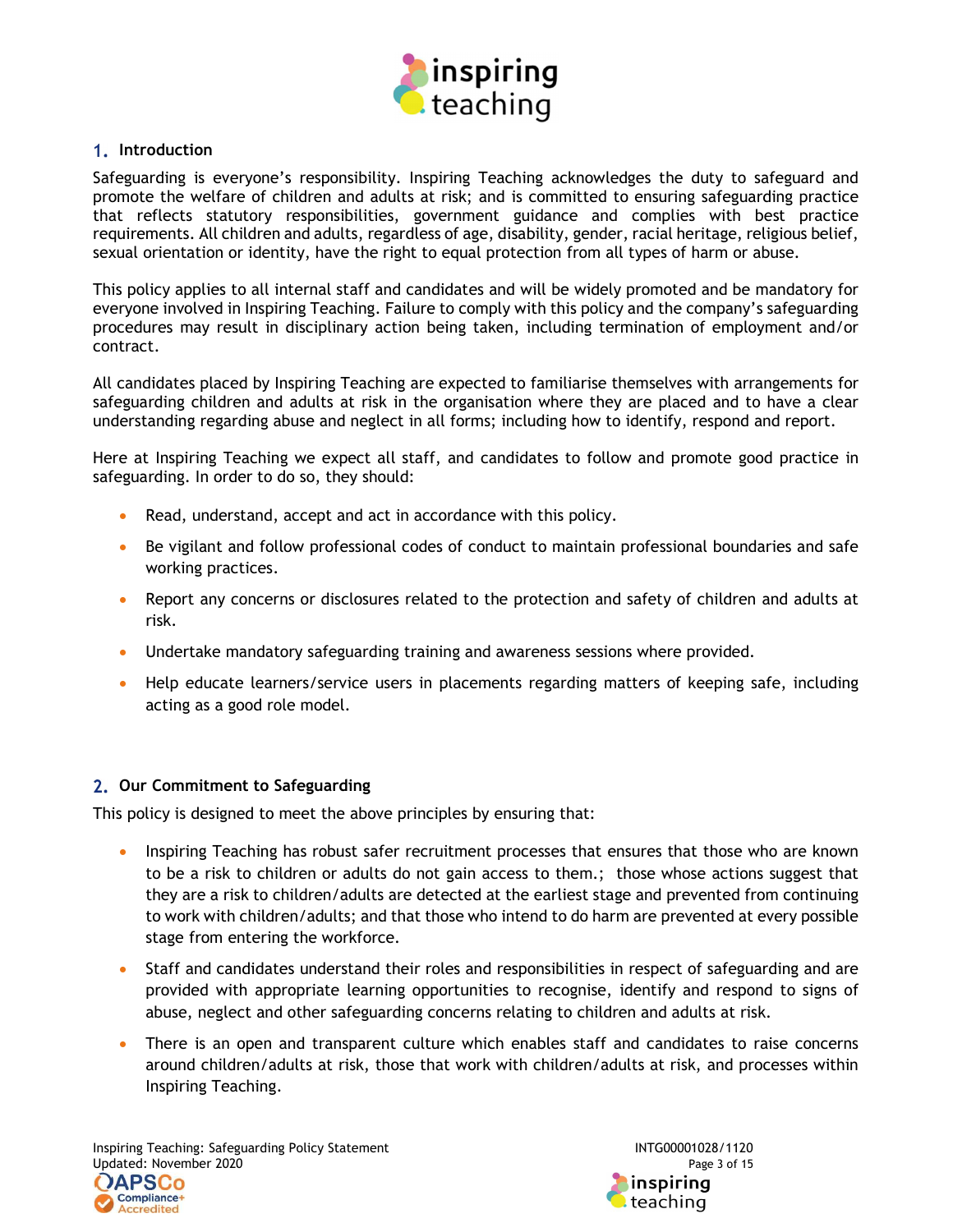## 1. Introduction

Safeguarding is everyone's responsibility. Inspiring Teaching acknowledges the duty to safeguard and promote the welfare of children and adults at risk; and is committed to ensuring safeguarding practice that reflects statutory responsibilities, government guidance and complies with best practice requirements. All children and adults, regardless of age, disability, gender, racial heritage, religious belief, sexual orientation or identity, have the right to equal protection from all types of harm or abuse.

This policy applies to all internal staff and candidates and will be widely promoted and be mandatory for everyone involved in Inspiring Teaching. Failure to comply with this policy and the company's safeguarding procedures may result in disciplinary action being taken, including termination of employment and/or contract.

All candidates placed by Inspiring Teaching are expected to familiarise themselves with arrangements for safeguarding children and adults at risk in the organisation where they are placed and to have a clear understanding regarding abuse and neglect in all forms; including how to identify, respond and report.

Here at Inspiring Teaching we expect all staff, and candidates to follow and promote good practice in safeguarding. In order to do so, they should:

- Read, understand, accept and act in accordance with this policy.
- Be vigilant and follow professional codes of conduct to maintain professional boundaries and safe working practices.
- Report any concerns or disclosures related to the protection and safety of children and adults at risk.
- Undertake mandatory safeguarding training and awareness sessions where provided.
- Help educate learners/service users in placements regarding matters of keeping safe, including acting as a good role model.

## 2. Our Commitment to Safeguarding

This policy is designed to meet the above principles by ensuring that:

- Inspiring Teaching has robust safer recruitment processes that ensures that those who are known to be a risk to children or adults do not gain access to them.; those whose actions suggest that they are a risk to children/adults are detected at the earliest stage and prevented from continuing to work with children/adults; and that those who intend to do harm are prevented at every possible stage from entering the workforce.
- Staff and candidates understand their roles and responsibilities in respect of safeguarding and are provided with appropriate learning opportunities to recognise, identify and respond to signs of abuse, neglect and other safeguarding concerns relating to children and adults at risk.
- There is an open and transparent culture which enables staff and candidates to raise concerns around children/adults at risk, those that work with children/adults at risk, and processes within Inspiring Teaching.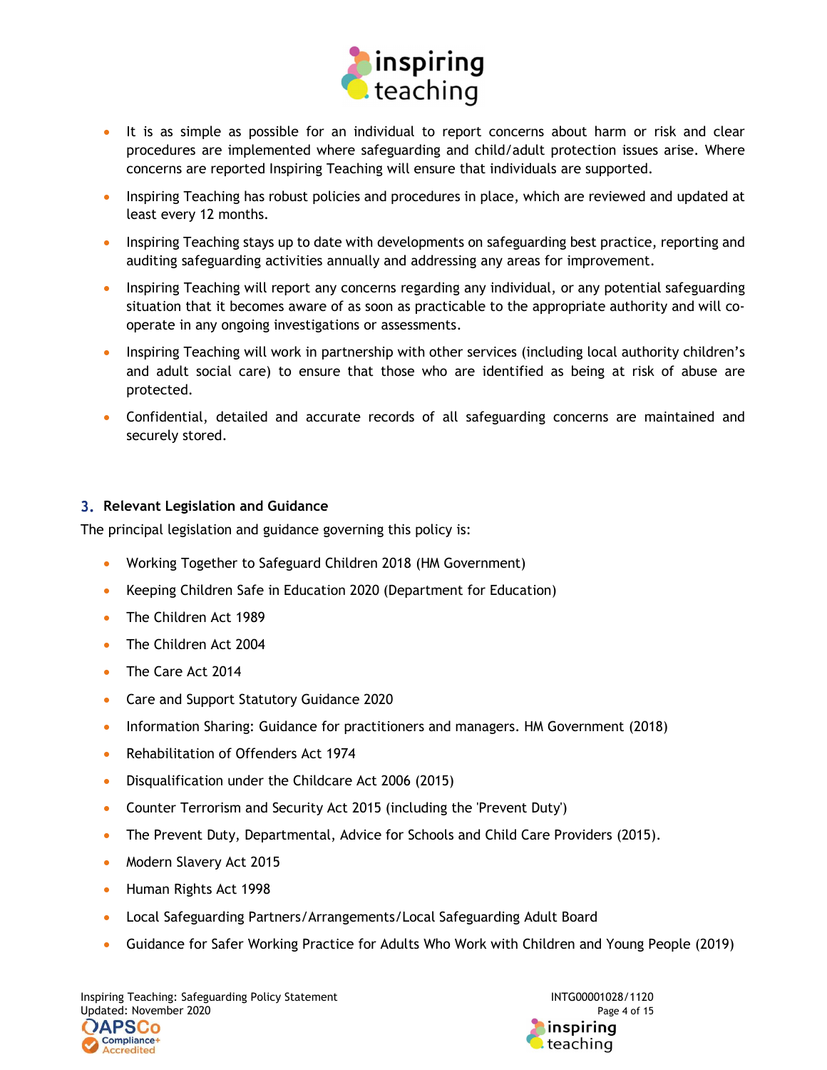- It is as simple as possible for an individual to report concerns about harm or risk and clear procedures are implemented where safeguarding and child/adult protection issues arise. Where concerns are reported Inspiring Teaching will ensure that individuals are supported.
- Inspiring Teaching has robust policies and procedures in place, which are reviewed and updated at least every 12 months.
- Inspiring Teaching stays up to date with developments on safeguarding best practice, reporting and auditing safeguarding activities annually and addressing any areas for improvement.
- Inspiring Teaching will report any concerns regarding any individual, or any potential safeguarding situation that it becomes aware of as soon as practicable to the appropriate authority and will co-operate in any ongoing investigations or assessments.
- Inspiring Teaching will work in partnership with other services (including local authority children's and adult social care) to ensure that those who are identified as being at risk of abuse are protected.
- Confidential, detailed and accurate records of all safeguarding concerns are maintained and securely stored.

## 3. Relevant Legislation and Guidance

The principal legislation and guidance governing this policy is:

- Working Together to Safeguard Children 2018 (HM Government)
- Keeping Children Safe in Education 2020 (Department for Education)
- The Children Act 1989
- The Children Act 2004
- The Care Act 2014
- Care and Support Statutory Guidance 2020
- Information Sharing: Guidance for practitioners and managers. HM Government (2018)
- Rehabilitation of Offenders Act 1974
- Disqualification under the Childcare Act 2006 (2015)
- Counter Terrorism and Security Act 2015 (including the 'Prevent Duty')
- The Prevent Duty, Departmental, Advice for Schools and Child Care Providers (2015).
- Modern Slavery Act 2015
- Human Rights Act 1998
- Local Safeguarding Partners/Arrangements/Local Safeguarding Adult Board
- Guidance for Safer Working Practice for Adults Who Work with Children and Young People (2019)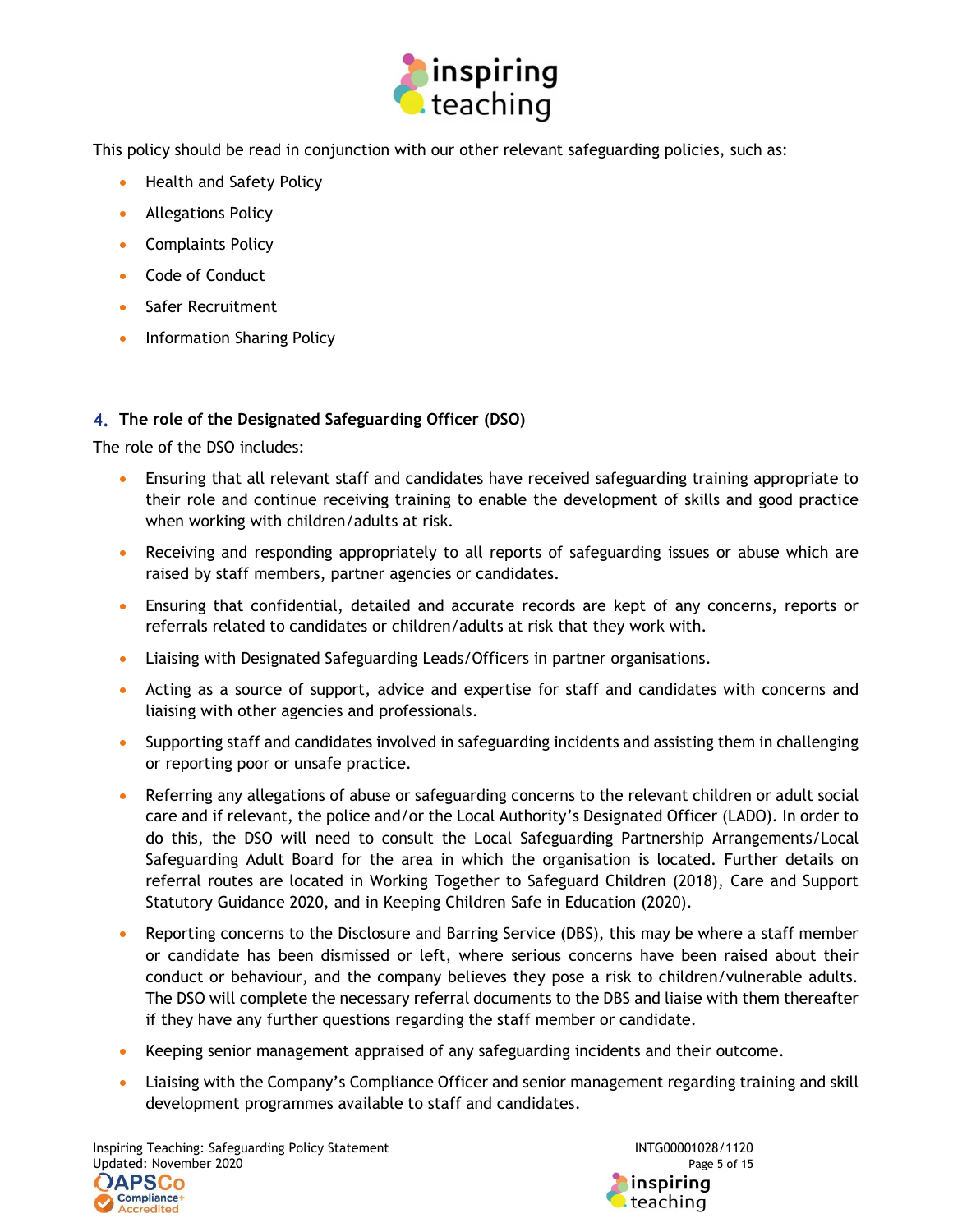This policy should be read in conjunction with our other relevant safeguarding policies, such as:

- Health and Safety Policy
- Allegations Policy
- Complaints Policy
- Code of Conduct
- Safer Recruitment
- Information Sharing Policy

## 4. The role of the Designated Safeguarding Officer (DSO)

The role of the DSO includes:

- Ensuring that all relevant staff and candidates have received safeguarding training appropriate to their role and continue receiving training to enable the development of skills and good practice when working with children/adults at risk.
- Receiving and responding appropriately to all reports of safeguarding issues or abuse which are raised by staff members, partner agencies or candidates.
- Ensuring that confidential, detailed and accurate records are kept of any concerns, reports or referrals related to candidates or children/adults at risk that they work with.
- Liaising with Designated Safeguarding Leads/Officers in partner organisations.
- Acting as a source of support, advice and expertise for staff and candidates with concerns and liaising with other agencies and professionals.
- Supporting staff and candidates involved in safeguarding incidents and assisting them in challenging or reporting poor or unsafe practice.
- Referring any allegations of abuse or safeguarding concerns to the relevant children or adult social care and if relevant, the police and/or the Local Authority's Designated Officer (LADO). In order to do this, the DSO will need to consult the Local Safeguarding Partnership Arrangements/Local Safeguarding Adult Board for the area in which the organisation is located. Further details on referral routes are located in Working Together to Safeguard Children (2018), Care and Support Statutory Guidance 2020, and in Keeping Children Safe in Education (2020).
- Reporting concerns to the Disclosure and Barring Service (DBS), this may be where a staff member or candidate has been dismissed or left, where serious concerns have been raised about their conduct or behaviour, and the company believes they pose a risk to children/vulnerable adults. The DSO will complete the necessary referral documents to the DBS and liaise with them thereafter if they have any further questions regarding the staff member or candidate.
- Keeping senior management appraised of any safeguarding incidents and their outcome.
- Liaising with the Company's Compliance Officer and senior management regarding training and skill development programmes available to staff and candidates.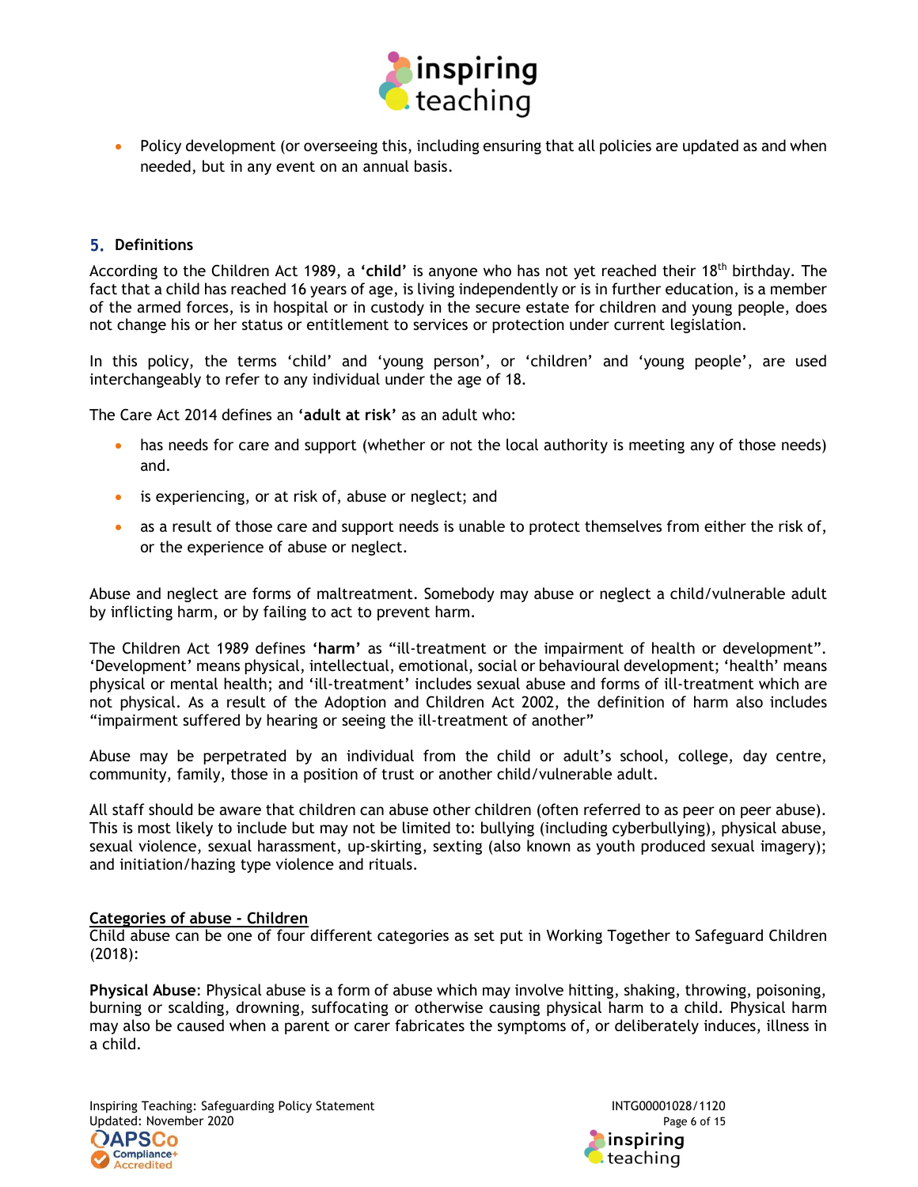- Policy development (or overseeing this, including ensuring that all policies are updated as and when needed, but in any event on an annual basis.

## 5. Definitions

According to the Children Act 1989, a **'child'** is anyone who has not yet reached their 18th birthday. The fact that a child has reached 16 years of age, is living independently or is in further education, is a member of the armed forces, is in hospital or in custody in the secure estate for children and young people, does not change his or her status or entitlement to services or protection under current legislation.

In this policy, the terms 'child' and 'young person', or 'children' and 'young people', are used interchangeably to refer to any individual under the age of 18.

The Care Act 2014 defines an **'adult at risk'** as an adult who:

- has needs for care and support (whether or not the local authority is meeting any of those needs) and.
- is experiencing, or at risk of, abuse or neglect; and
- as a result of those care and support needs is unable to protect themselves from either the risk of, or the experience of abuse or neglect.

Abuse and neglect are forms of maltreatment. Somebody may abuse or neglect a child/vulnerable adult by inflicting harm, or by failing to act to prevent harm.

The Children Act 1989 defines **'harm'** as "ill-treatment or the impairment of health or development". 'Development' means physical, intellectual, emotional, social or behavioural development; 'health' means physical or mental health; and 'ill-treatment' includes sexual abuse and forms of ill-treatment which are not physical. As a result of the Adoption and Children Act 2002, the definition of harm also includes "impairment suffered by hearing or seeing the ill-treatment of another"

Abuse may be perpetrated by an individual from the child or adult's school, college, day centre, community, family, those in a position of trust or another child/vulnerable adult.

All staff should be aware that children can abuse other children (often referred to as peer on peer abuse). This is most likely to include but may not be limited to: bullying (including cyberbullying), physical abuse, sexual violence, sexual harassment, up-skirting, sexting (also known as youth produced sexual imagery); and initiation/hazing type violence and rituals.

<u>**Categories of abuse - Children**</u>

Child abuse can be one of four different categories as set put in Working Together to Safeguard Children (2018):

**Physical Abuse**: Physical abuse is a form of abuse which may involve hitting, shaking, throwing, poisoning, burning or scalding, drowning, suffocating or otherwise causing physical harm to a child. Physical harm may also be caused when a parent or carer fabricates the symptoms of, or deliberately induces, illness in a child.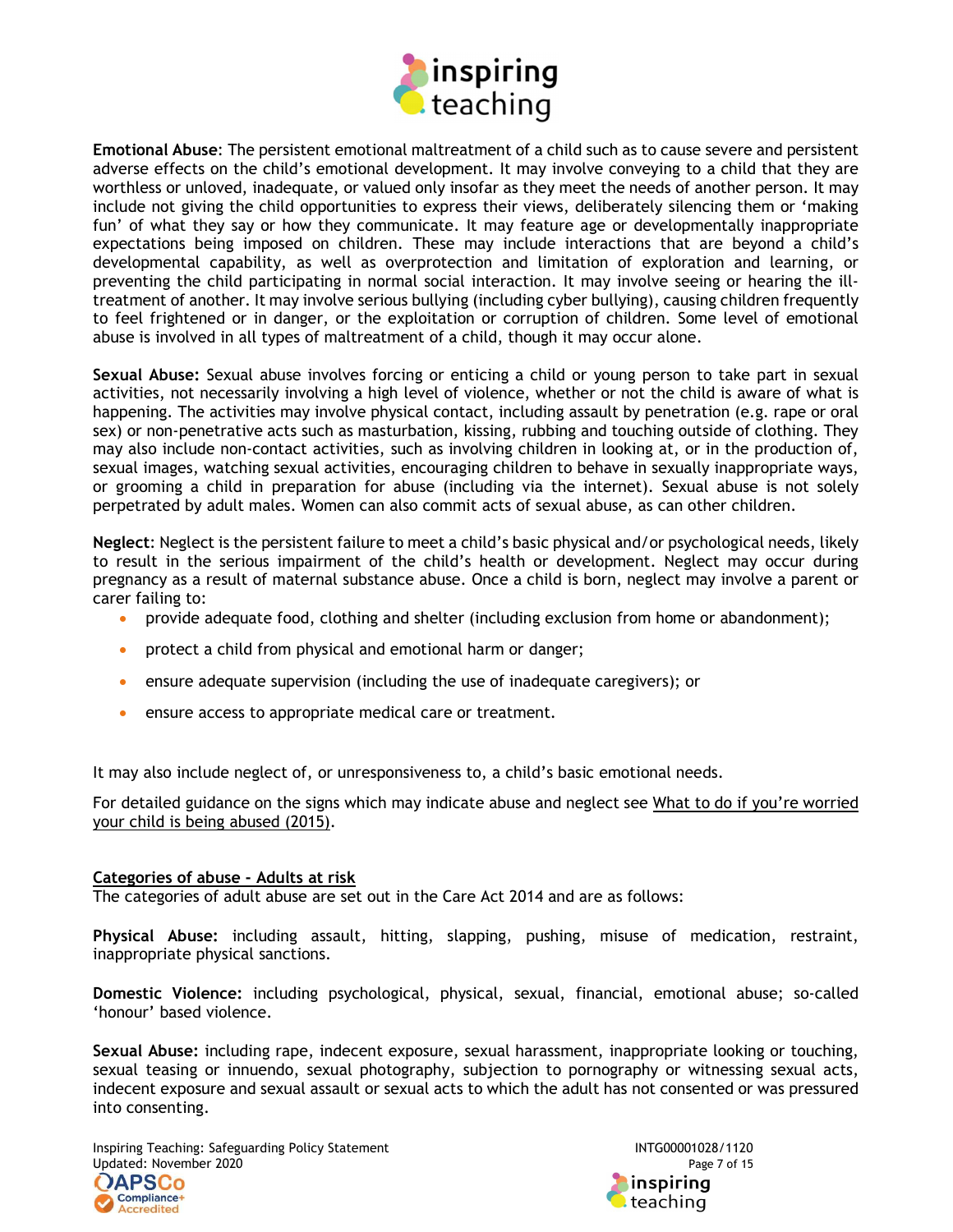**Emotional Abuse**: The persistent emotional maltreatment of a child such as to cause severe and persistent adverse effects on the child's emotional development. It may involve conveying to a child that they are worthless or unloved, inadequate, or valued only insofar as they meet the needs of another person. It may include not giving the child opportunities to express their views, deliberately silencing them or 'making fun' of what they say or how they communicate. It may feature age or developmentally inappropriate expectations being imposed on children. These may include interactions that are beyond a child's developmental capability, as well as overprotection and limitation of exploration and learning, or preventing the child participating in normal social interaction. It may involve seeing or hearing the ill-treatment of another. It may involve serious bullying (including cyber bullying), causing children frequently to feel frightened or in danger, or the exploitation or corruption of children. Some level of emotional abuse is involved in all types of maltreatment of a child, though it may occur alone.

**Sexual Abuse:** Sexual abuse involves forcing or enticing a child or young person to take part in sexual activities, not necessarily involving a high level of violence, whether or not the child is aware of what is happening. The activities may involve physical contact, including assault by penetration (e.g. rape or oral sex) or non-penetrative acts such as masturbation, kissing, rubbing and touching outside of clothing. They may also include non-contact activities, such as involving children in looking at, or in the production of, sexual images, watching sexual activities, encouraging children to behave in sexually inappropriate ways, or grooming a child in preparation for abuse (including via the internet). Sexual abuse is not solely perpetrated by adult males. Women can also commit acts of sexual abuse, as can other children.

**Neglect**: Neglect is the persistent failure to meet a child's basic physical and/or psychological needs, likely to result in the serious impairment of the child's health or development. Neglect may occur during pregnancy as a result of maternal substance abuse. Once a child is born, neglect may involve a parent or carer failing to:

- provide adequate food, clothing and shelter (including exclusion from home or abandonment);
- protect a child from physical and emotional harm or danger;
- ensure adequate supervision (including the use of inadequate caregivers); or
- ensure access to appropriate medical care or treatment.

It may also include neglect of, or unresponsiveness to, a child's basic emotional needs.

For detailed guidance on the signs which may indicate abuse and neglect see What to do if you're worried your child is being abused (2015).

## Categories of abuse - Adults at risk

The categories of adult abuse are set out in the Care Act 2014 and are as follows:

**Physical Abuse:** including assault, hitting, slapping, pushing, misuse of medication, restraint, inappropriate physical sanctions.

**Domestic Violence:** including psychological, physical, sexual, financial, emotional abuse; so-called 'honour' based violence.

**Sexual Abuse:** including rape, indecent exposure, sexual harassment, inappropriate looking or touching, sexual teasing or innuendo, sexual photography, subjection to pornography or witnessing sexual acts, indecent exposure and sexual assault or sexual acts to which the adult has not consented or was pressured into consenting.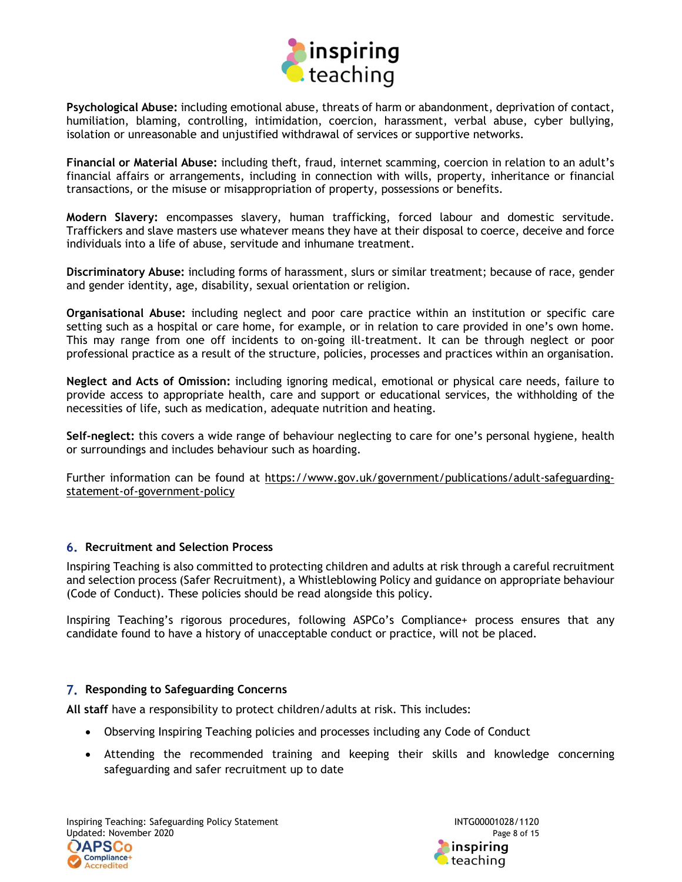**Psychological Abuse:** including emotional abuse, threats of harm or abandonment, deprivation of contact, humiliation, blaming, controlling, intimidation, coercion, harassment, verbal abuse, cyber bullying, isolation or unreasonable and unjustified withdrawal of services or supportive networks.

**Financial or Material Abuse:** including theft, fraud, internet scamming, coercion in relation to an adult's financial affairs or arrangements, including in connection with wills, property, inheritance or financial transactions, or the misuse or misappropriation of property, possessions or benefits.

**Modern Slavery:** encompasses slavery, human trafficking, forced labour and domestic servitude. Traffickers and slave masters use whatever means they have at their disposal to coerce, deceive and force individuals into a life of abuse, servitude and inhumane treatment.

**Discriminatory Abuse:** including forms of harassment, slurs or similar treatment; because of race, gender and gender identity, age, disability, sexual orientation or religion.

**Organisational Abuse:** including neglect and poor care practice within an institution or specific care setting such as a hospital or care home, for example, or in relation to care provided in one's own home. This may range from one off incidents to on-going ill-treatment. It can be through neglect or poor professional practice as a result of the structure, policies, processes and practices within an organisation.

**Neglect and Acts of Omission:** including ignoring medical, emotional or physical care needs, failure to provide access to appropriate health, care and support or educational services, the withholding of the necessities of life, such as medication, adequate nutrition and heating.

**Self-neglect:** this covers a wide range of behaviour neglecting to care for one's personal hygiene, health or surroundings and includes behaviour such as hoarding.

Further information can be found at https://www.gov.uk/government/publications/adult-safeguarding-statement-of-government-policy

## 6. Recruitment and Selection Process

Inspiring Teaching is also committed to protecting children and adults at risk through a careful recruitment and selection process (Safer Recruitment), a Whistleblowing Policy and guidance on appropriate behaviour (Code of Conduct). These policies should be read alongside this policy.

Inspiring Teaching's rigorous procedures, following ASPCo's Compliance+ process ensures that any candidate found to have a history of unacceptable conduct or practice, will not be placed.

## 7. Responding to Safeguarding Concerns

**All staff** have a responsibility to protect children/adults at risk. This includes:

- Observing Inspiring Teaching policies and processes including any Code of Conduct
- Attending the recommended training and keeping their skills and knowledge concerning safeguarding and safer recruitment up to date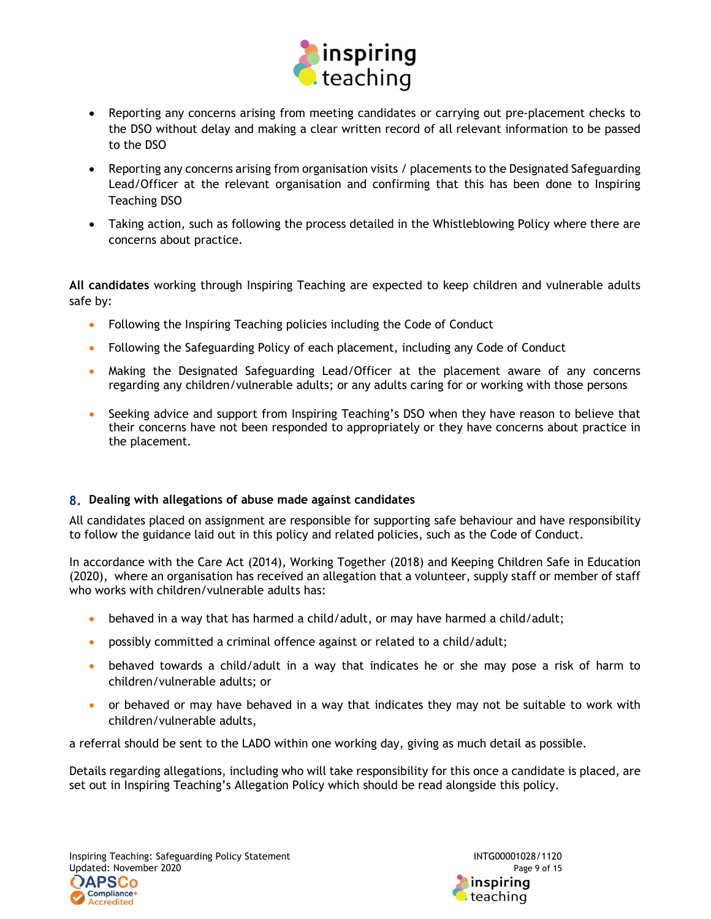- Reporting any concerns arising from meeting candidates or carrying out pre-placement checks to the DSO without delay and making a clear written record of all relevant information to be passed to the DSO
- Reporting any concerns arising from organisation visits / placements to the Designated Safeguarding Lead/Officer at the relevant organisation and confirming that this has been done to Inspiring Teaching DSO
- Taking action, such as following the process detailed in the Whistleblowing Policy where there are concerns about practice.

**All candidates** working through Inspiring Teaching are expected to keep children and vulnerable adults safe by:

- Following the Inspiring Teaching policies including the Code of Conduct
- Following the Safeguarding Policy of each placement, including any Code of Conduct
- Making the Designated Safeguarding Lead/Officer at the placement aware of any concerns regarding any children/vulnerable adults; or any adults caring for or working with those persons
- Seeking advice and support from Inspiring Teaching's DSO when they have reason to believe that their concerns have not been responded to appropriately or they have concerns about practice in the placement.

## 8. Dealing with allegations of abuse made against candidates

All candidates placed on assignment are responsible for supporting safe behaviour and have responsibility to follow the guidance laid out in this policy and related policies, such as the Code of Conduct.

In accordance with the Care Act (2014), Working Together (2018) and Keeping Children Safe in Education (2020), where an organisation has received an allegation that a volunteer, supply staff or member of staff who works with children/vulnerable adults has:

- behaved in a way that has harmed a child/adult, or may have harmed a child/adult;
- possibly committed a criminal offence against or related to a child/adult;
- behaved towards a child/adult in a way that indicates he or she may pose a risk of harm to children/vulnerable adults; or
- or behaved or may have behaved in a way that indicates they may not be suitable to work with children/vulnerable adults,

a referral should be sent to the LADO within one working day, giving as much detail as possible.

Details regarding allegations, including who will take responsibility for this once a candidate is placed, are set out in Inspiring Teaching's Allegation Policy which should be read alongside this policy.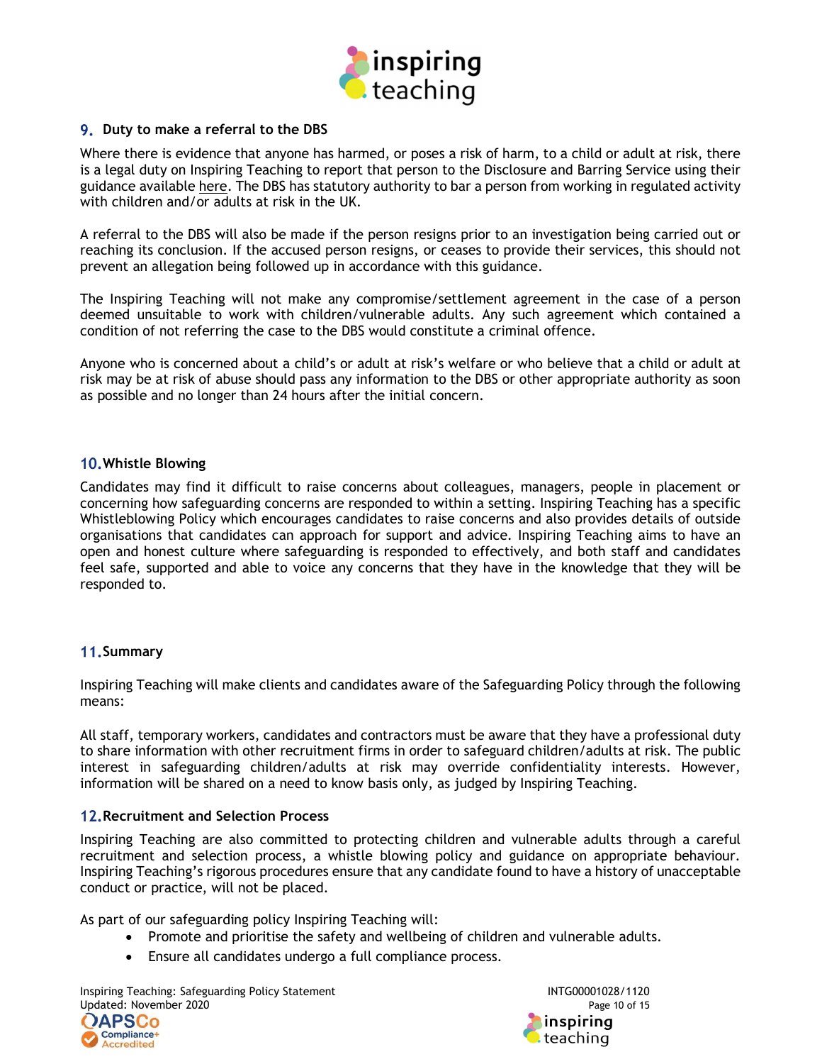## 9. Duty to make a referral to the DBS

Where there is evidence that anyone has harmed, or poses a risk of harm, to a child or adult at risk, there is a legal duty on Inspiring Teaching to report that person to the Disclosure and Barring Service using their guidance available here. The DBS has statutory authority to bar a person from working in regulated activity with children and/or adults at risk in the UK.

A referral to the DBS will also be made if the person resigns prior to an investigation being carried out or reaching its conclusion. If the accused person resigns, or ceases to provide their services, this should not prevent an allegation being followed up in accordance with this guidance.

The Inspiring Teaching will not make any compromise/settlement agreement in the case of a person deemed unsuitable to work with children/vulnerable adults. Any such agreement which contained a condition of not referring the case to the DBS would constitute a criminal offence.

Anyone who is concerned about a child's or adult at risk's welfare or who believe that a child or adult at risk may be at risk of abuse should pass any information to the DBS or other appropriate authority as soon as possible and no longer than 24 hours after the initial concern.

## 10. Whistle Blowing

Candidates may find it difficult to raise concerns about colleagues, managers, people in placement or concerning how safeguarding concerns are responded to within a setting. Inspiring Teaching has a specific Whistleblowing Policy which encourages candidates to raise concerns and also provides details of outside organisations that candidates can approach for support and advice. Inspiring Teaching aims to have an open and honest culture where safeguarding is responded to effectively, and both staff and candidates feel safe, supported and able to voice any concerns that they have in the knowledge that they will be responded to.

## 11. Summary

Inspiring Teaching will make clients and candidates aware of the Safeguarding Policy through the following means:

All staff, temporary workers, candidates and contractors must be aware that they have a professional duty to share information with other recruitment firms in order to safeguard children/adults at risk. The public interest in safeguarding children/adults at risk may override confidentiality interests. However, information will be shared on a need to know basis only, as judged by Inspiring Teaching.

## 12. Recruitment and Selection Process

Inspiring Teaching are also committed to protecting children and vulnerable adults through a careful recruitment and selection process, a whistle blowing policy and guidance on appropriate behaviour. Inspiring Teaching's rigorous procedures ensure that any candidate found to have a history of unacceptable conduct or practice, will not be placed.

As part of our safeguarding policy Inspiring Teaching will:

- Promote and prioritise the safety and wellbeing of children and vulnerable adults.
- Ensure all candidates undergo a full compliance process.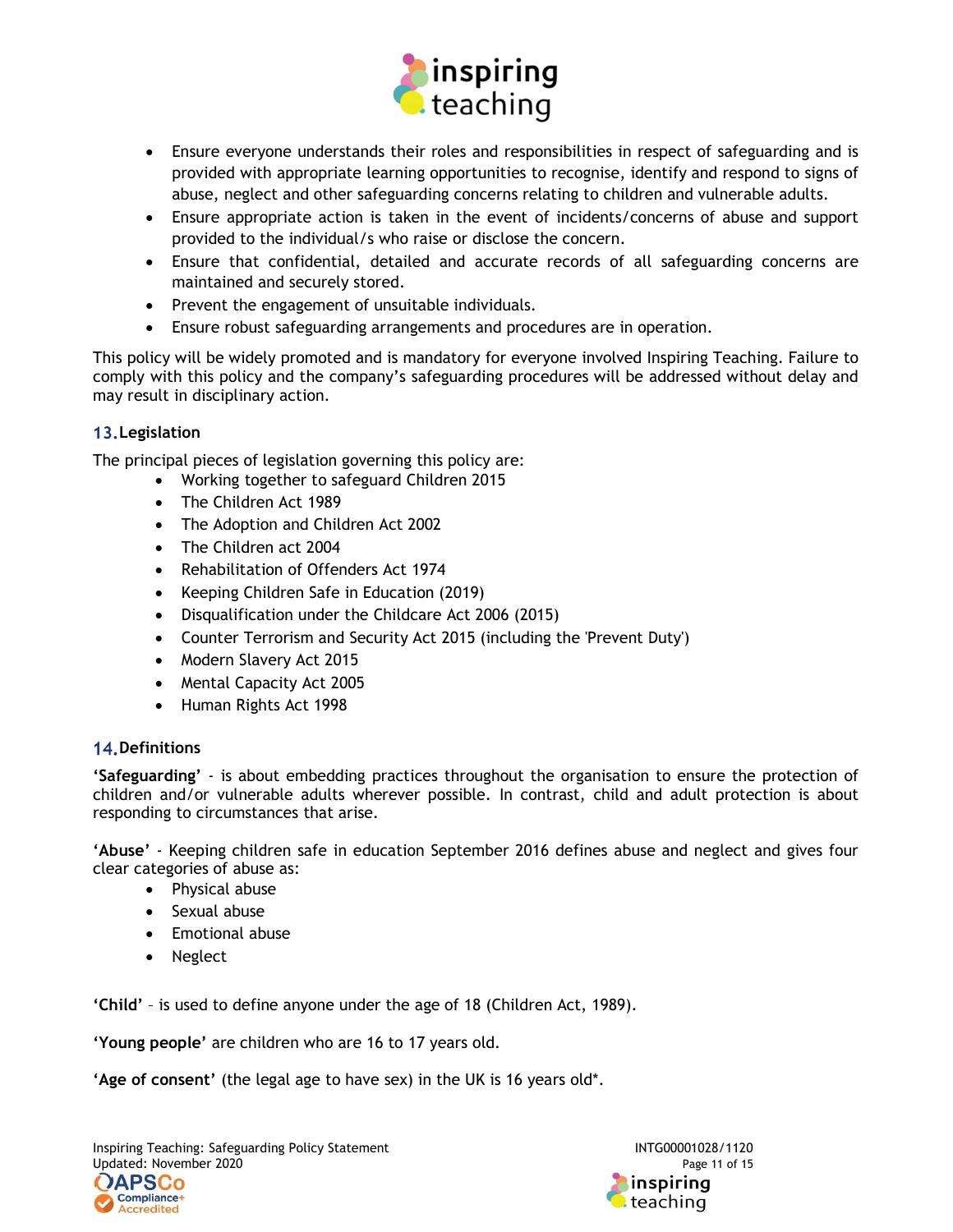- Ensure everyone understands their roles and responsibilities in respect of safeguarding and is provided with appropriate learning opportunities to recognise, identify and respond to signs of abuse, neglect and other safeguarding concerns relating to children and vulnerable adults.
- Ensure appropriate action is taken in the event of incidents/concerns of abuse and support provided to the individual/s who raise or disclose the concern.
- Ensure that confidential, detailed and accurate records of all safeguarding concerns are maintained and securely stored.
- Prevent the engagement of unsuitable individuals.
- Ensure robust safeguarding arrangements and procedures are in operation.

This policy will be widely promoted and is mandatory for everyone involved Inspiring Teaching. Failure to comply with this policy and the company's safeguarding procedures will be addressed without delay and may result in disciplinary action.

## 13. Legislation

The principal pieces of legislation governing this policy are:

- Working together to safeguard Children 2015
- The Children Act 1989
- The Adoption and Children Act 2002
- The Children act 2004
- Rehabilitation of Offenders Act 1974
- Keeping Children Safe in Education (2019)
- Disqualification under the Childcare Act 2006 (2015)
- Counter Terrorism and Security Act 2015 (including the 'Prevent Duty')
- Modern Slavery Act 2015
- Mental Capacity Act 2005
- Human Rights Act 1998

## 14. Definitions

**'Safeguarding'** - is about embedding practices throughout the organisation to ensure the protection of children and/or vulnerable adults wherever possible. In contrast, child and adult protection is about responding to circumstances that arise.

**'Abuse'** - Keeping children safe in education September 2016 defines abuse and neglect and gives four clear categories of abuse as:

- Physical abuse
- Sexual abuse
- Emotional abuse
- Neglect

**'Child'** – is used to define anyone under the age of 18 (Children Act, 1989).

**'Young people'** are children who are 16 to 17 years old.

**'Age of consent'** (the legal age to have sex) in the UK is 16 years old*.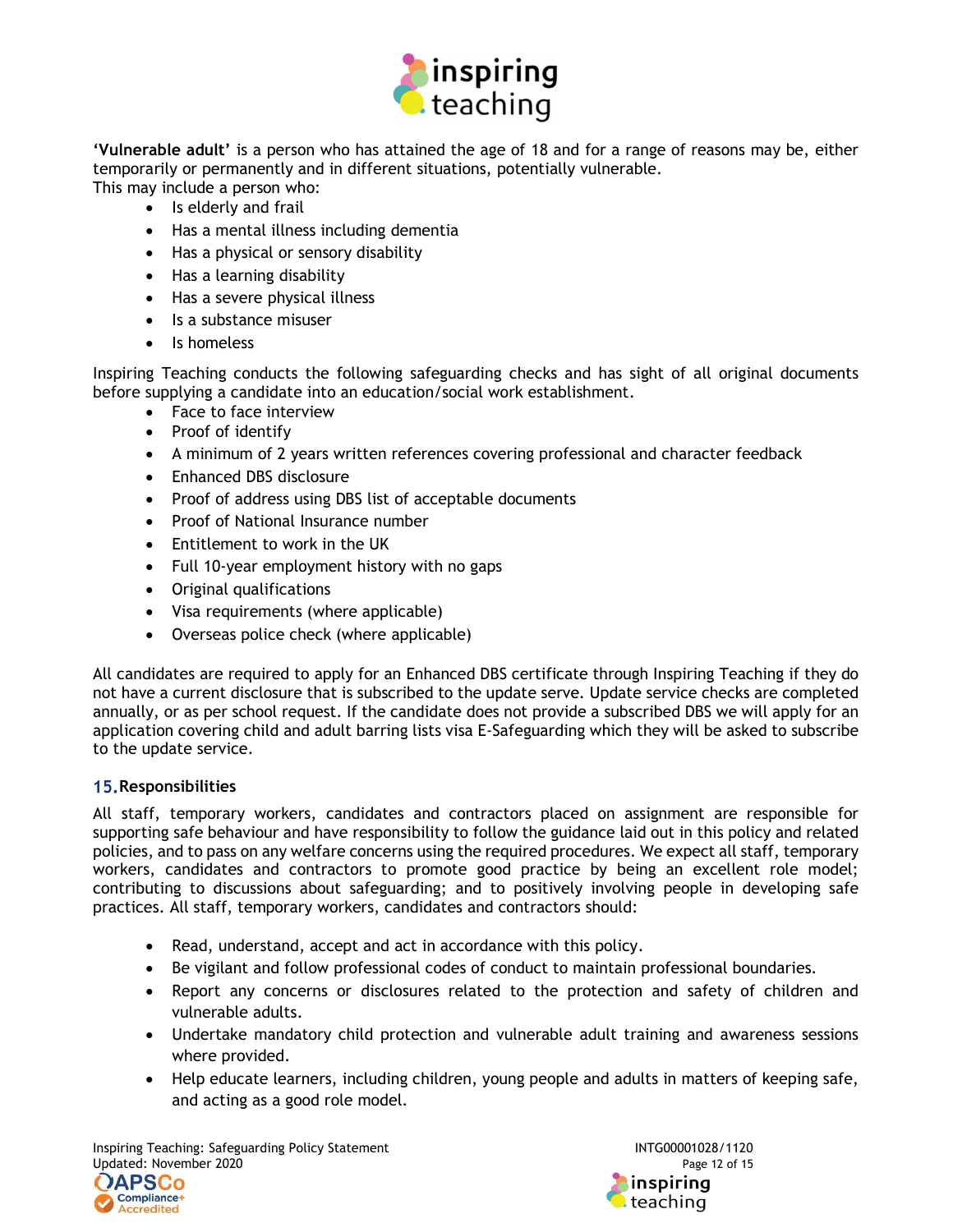**'Vulnerable adult'** is a person who has attained the age of 18 and for a range of reasons may be, either temporarily or permanently and in different situations, potentially vulnerable.
This may include a person who:

- Is elderly and frail
- Has a mental illness including dementia
- Has a physical or sensory disability
- Has a learning disability
- Has a severe physical illness
- Is a substance misuser
- Is homeless

Inspiring Teaching conducts the following safeguarding checks and has sight of all original documents before supplying a candidate into an education/social work establishment.

- Face to face interview
- Proof of identify
- A minimum of 2 years written references covering professional and character feedback
- Enhanced DBS disclosure
- Proof of address using DBS list of acceptable documents
- Proof of National Insurance number
- Entitlement to work in the UK
- Full 10-year employment history with no gaps
- Original qualifications
- Visa requirements (where applicable)
- Overseas police check (where applicable)

All candidates are required to apply for an Enhanced DBS certificate through Inspiring Teaching if they do not have a current disclosure that is subscribed to the update serve. Update service checks are completed annually, or as per school request. If the candidate does not provide a subscribed DBS we will apply for an application covering child and adult barring lists visa E-Safeguarding which they will be asked to subscribe to the update service.

## 15. Responsibilities

All staff, temporary workers, candidates and contractors placed on assignment are responsible for supporting safe behaviour and have responsibility to follow the guidance laid out in this policy and related policies, and to pass on any welfare concerns using the required procedures. We expect all staff, temporary workers, candidates and contractors to promote good practice by being an excellent role model; contributing to discussions about safeguarding; and to positively involving people in developing safe practices. All staff, temporary workers, candidates and contractors should:

- Read, understand, accept and act in accordance with this policy.
- Be vigilant and follow professional codes of conduct to maintain professional boundaries.
- Report any concerns or disclosures related to the protection and safety of children and vulnerable adults.
- Undertake mandatory child protection and vulnerable adult training and awareness sessions where provided.
- Help educate learners, including children, young people and adults in matters of keeping safe, and acting as a good role model.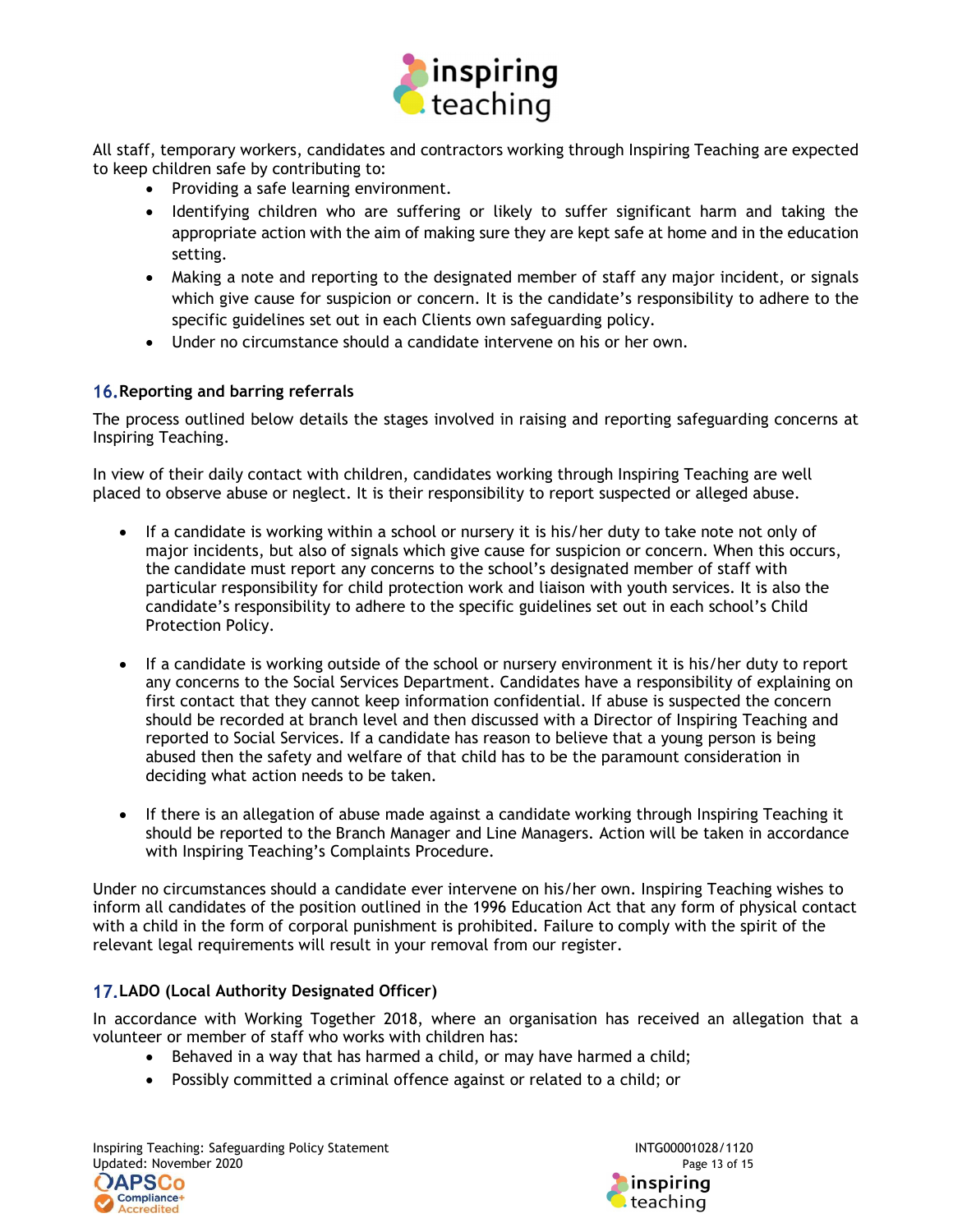All staff, temporary workers, candidates and contractors working through Inspiring Teaching are expected to keep children safe by contributing to:

- Providing a safe learning environment.
- Identifying children who are suffering or likely to suffer significant harm and taking the appropriate action with the aim of making sure they are kept safe at home and in the education setting.
- Making a note and reporting to the designated member of staff any major incident, or signals which give cause for suspicion or concern. It is the candidate's responsibility to adhere to the specific guidelines set out in each Clients own safeguarding policy.
- Under no circumstance should a candidate intervene on his or her own.

## 16. Reporting and barring referrals

The process outlined below details the stages involved in raising and reporting safeguarding concerns at Inspiring Teaching.

In view of their daily contact with children, candidates working through Inspiring Teaching are well placed to observe abuse or neglect. It is their responsibility to report suspected or alleged abuse.

- If a candidate is working within a school or nursery it is his/her duty to take note not only of major incidents, but also of signals which give cause for suspicion or concern. When this occurs, the candidate must report any concerns to the school's designated member of staff with particular responsibility for child protection work and liaison with youth services. It is also the candidate's responsibility to adhere to the specific guidelines set out in each school's Child Protection Policy.

- If a candidate is working outside of the school or nursery environment it is his/her duty to report any concerns to the Social Services Department. Candidates have a responsibility of explaining on first contact that they cannot keep information confidential. If abuse is suspected the concern should be recorded at branch level and then discussed with a Director of Inspiring Teaching and reported to Social Services. If a candidate has reason to believe that a young person is being abused then the safety and welfare of that child has to be the paramount consideration in deciding what action needs to be taken.

- If there is an allegation of abuse made against a candidate working through Inspiring Teaching it should be reported to the Branch Manager and Line Managers. Action will be taken in accordance with Inspiring Teaching's Complaints Procedure.

Under no circumstances should a candidate ever intervene on his/her own. Inspiring Teaching wishes to inform all candidates of the position outlined in the 1996 Education Act that any form of physical contact with a child in the form of corporal punishment is prohibited. Failure to comply with the spirit of the relevant legal requirements will result in your removal from our register.

## 17. LADO (Local Authority Designated Officer)

In accordance with Working Together 2018, where an organisation has received an allegation that a volunteer or member of staff who works with children has:

- Behaved in a way that has harmed a child, or may have harmed a child;
- Possibly committed a criminal offence against or related to a child; or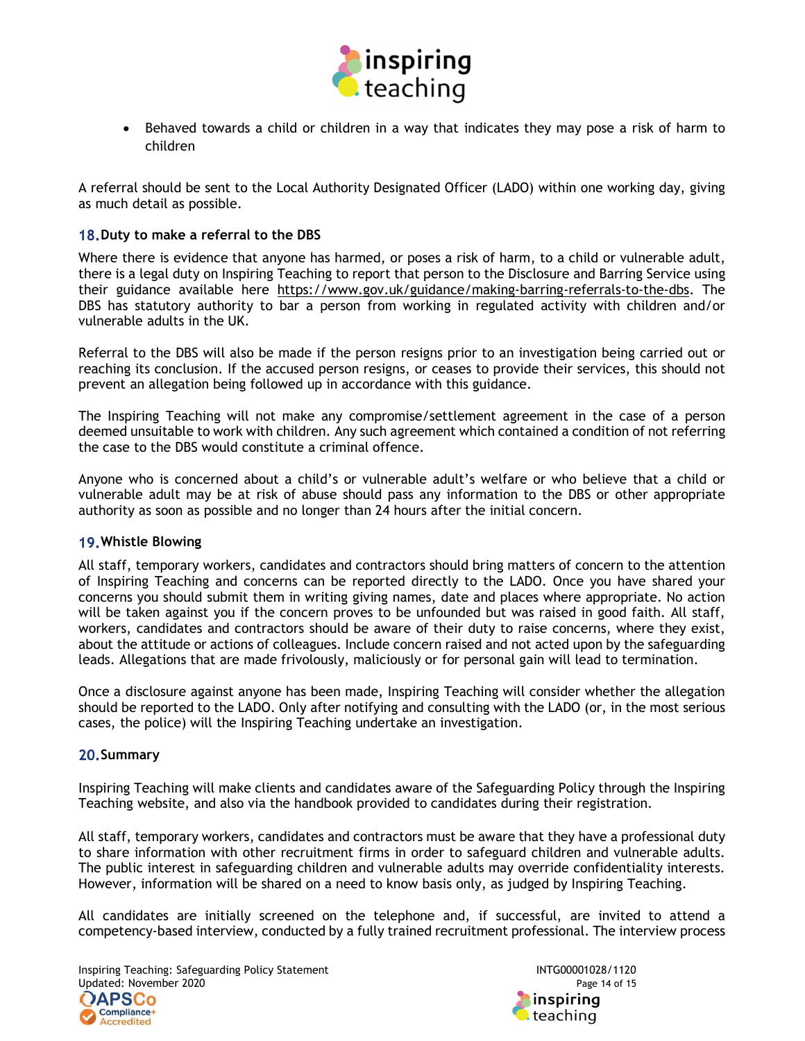- Behaved towards a child or children in a way that indicates they may pose a risk of harm to children

A referral should be sent to the Local Authority Designated Officer (LADO) within one working day, giving as much detail as possible.

## 18. Duty to make a referral to the DBS

Where there is evidence that anyone has harmed, or poses a risk of harm, to a child or vulnerable adult, there is a legal duty on Inspiring Teaching to report that person to the Disclosure and Barring Service using their guidance available here https://www.gov.uk/guidance/making-barring-referrals-to-the-dbs. The DBS has statutory authority to bar a person from working in regulated activity with children and/or vulnerable adults in the UK.

Referral to the DBS will also be made if the person resigns prior to an investigation being carried out or reaching its conclusion. If the accused person resigns, or ceases to provide their services, this should not prevent an allegation being followed up in accordance with this guidance.

The Inspiring Teaching will not make any compromise/settlement agreement in the case of a person deemed unsuitable to work with children. Any such agreement which contained a condition of not referring the case to the DBS would constitute a criminal offence.

Anyone who is concerned about a child's or vulnerable adult's welfare or who believe that a child or vulnerable adult may be at risk of abuse should pass any information to the DBS or other appropriate authority as soon as possible and no longer than 24 hours after the initial concern.

## 19. Whistle Blowing

All staff, temporary workers, candidates and contractors should bring matters of concern to the attention of Inspiring Teaching and concerns can be reported directly to the LADO. Once you have shared your concerns you should submit them in writing giving names, date and places where appropriate. No action will be taken against you if the concern proves to be unfounded but was raised in good faith. All staff, workers, candidates and contractors should be aware of their duty to raise concerns, where they exist, about the attitude or actions of colleagues. Include concern raised and not acted upon by the safeguarding leads. Allegations that are made frivolously, maliciously or for personal gain will lead to termination.

Once a disclosure against anyone has been made, Inspiring Teaching will consider whether the allegation should be reported to the LADO. Only after notifying and consulting with the LADO (or, in the most serious cases, the police) will the Inspiring Teaching undertake an investigation.

## 20. Summary

Inspiring Teaching will make clients and candidates aware of the Safeguarding Policy through the Inspiring Teaching website, and also via the handbook provided to candidates during their registration.

All staff, temporary workers, candidates and contractors must be aware that they have a professional duty to share information with other recruitment firms in order to safeguard children and vulnerable adults. The public interest in safeguarding children and vulnerable adults may override confidentiality interests. However, information will be shared on a need to know basis only, as judged by Inspiring Teaching.

All candidates are initially screened on the telephone and, if successful, are invited to attend a competency-based interview, conducted by a fully trained recruitment professional. The interview process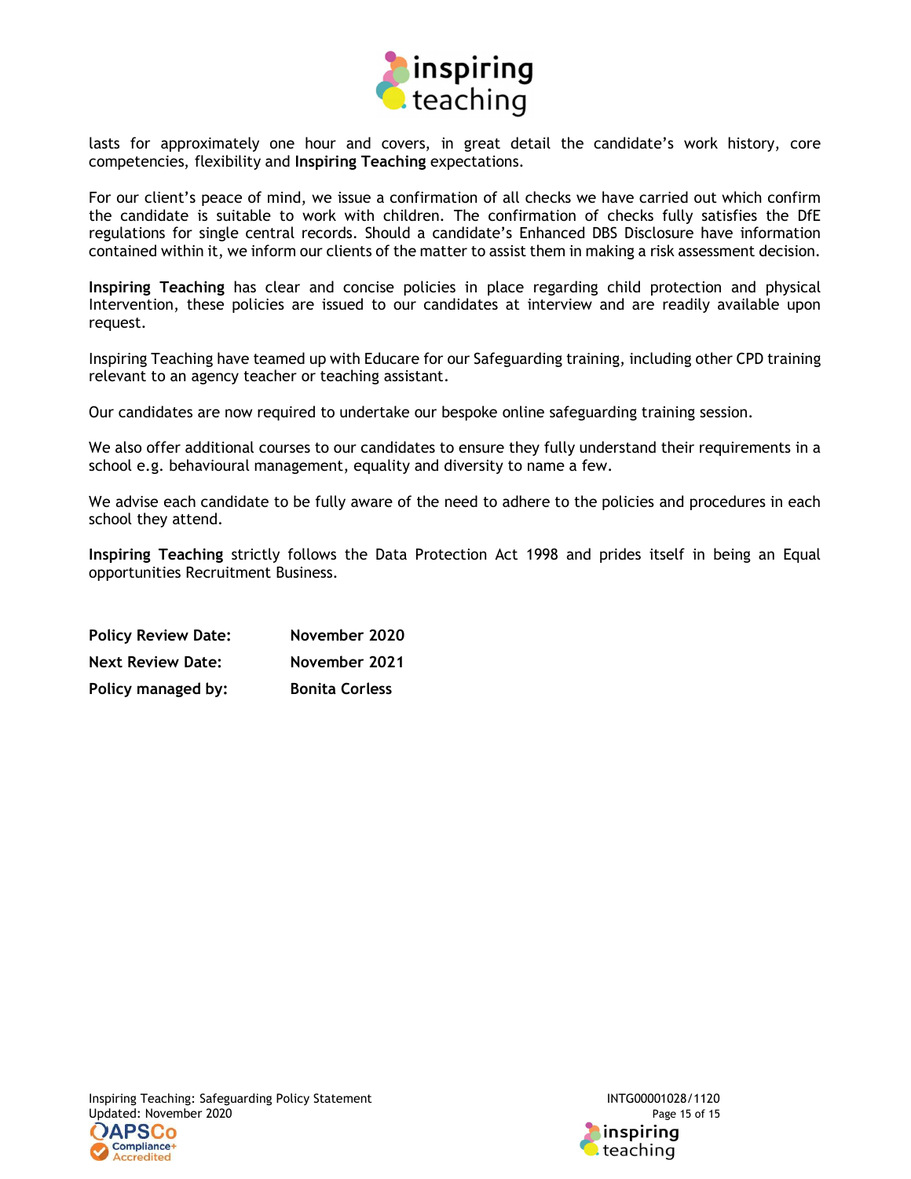lasts for approximately one hour and covers, in great detail the candidate's work history, core competencies, flexibility and **Inspiring Teaching** expectations.

For our client's peace of mind, we issue a confirmation of all checks we have carried out which confirm the candidate is suitable to work with children. The confirmation of checks fully satisfies the DfE regulations for single central records. Should a candidate's Enhanced DBS Disclosure have information contained within it, we inform our clients of the matter to assist them in making a risk assessment decision.

**Inspiring Teaching** has clear and concise policies in place regarding child protection and physical Intervention, these policies are issued to our candidates at interview and are readily available upon request.

Inspiring Teaching have teamed up with Educare for our Safeguarding training, including other CPD training relevant to an agency teacher or teaching assistant.

Our candidates are now required to undertake our bespoke online safeguarding training session.

We also offer additional courses to our candidates to ensure they fully understand their requirements in a school e.g. behavioural management, equality and diversity to name a few.

We advise each candidate to be fully aware of the need to adhere to the policies and procedures in each school they attend.

**Inspiring Teaching** strictly follows the Data Protection Act 1998 and prides itself in being an Equal opportunities Recruitment Business.

| | |
|---|---|
| **Policy Review Date:** | **November 2020** |
| **Next Review Date:** | **November 2021** |
| **Policy managed by:** | **Bonita Corless** |